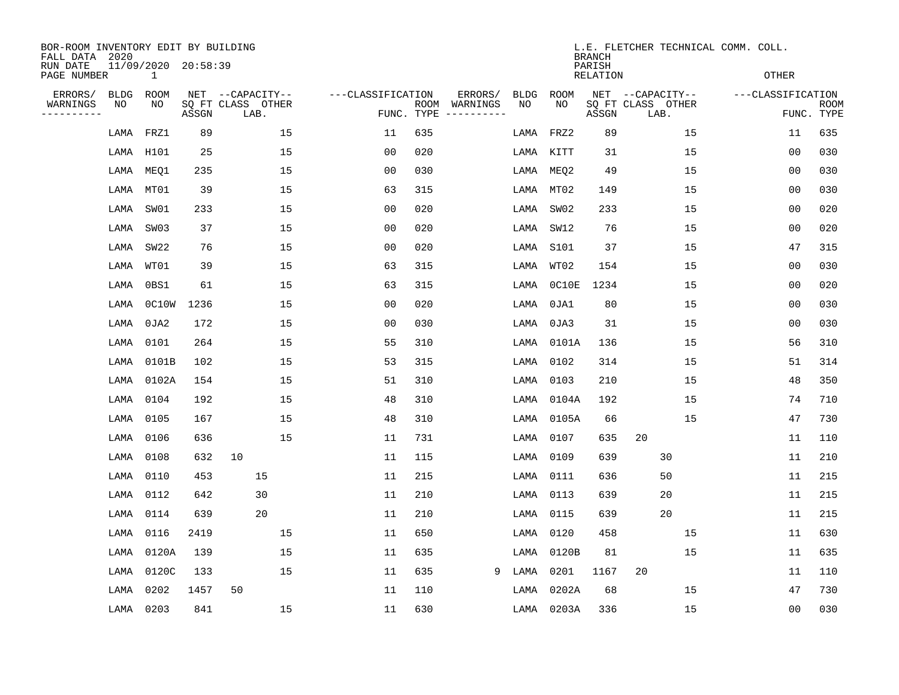BOR-ROOM INVENTORY EDIT BY BUILDING
FALL DATA 2020
RUN DATE 11/09/2020 20:58:39
PAGE NUMBER 1

L.E. FLETCHER TECHNICAL COMM. COLL.
BRANCH
PARISH
RELATION
OTHER

| ERRORS/ WARNINGS | BLDG NO | ROOM NO | NET SQ FT ASSGN | CAPACITY CLASS | CAPACITY LAB. | CAPACITY OTHER | CLASSIFICATION FUNC. | ROOM TYPE | ERRORS/ WARNINGS | BLDG NO | ROOM NO | NET SQ FT ASSGN | CAPACITY CLASS | CAPACITY LAB. | CAPACITY OTHER | CLASSIFICATION FUNC. | ROOM TYPE |
|---|---|---|---|---|---|---|---|---|---|---|---|---|---|---|---|---|---|
| | LAMA | FRZ1 | 89 | | | 15 | 11 | 635 | | LAMA | FRZ2 | 89 | | | 15 | 11 | 635 |
| | LAMA | H101 | 25 | | | 15 | 00 | 020 | | LAMA | KITT | 31 | | | 15 | 00 | 030 |
| | LAMA | MEQ1 | 235 | | | 15 | 00 | 030 | | LAMA | MEQ2 | 49 | | | 15 | 00 | 030 |
| | LAMA | MT01 | 39 | | | 15 | 63 | 315 | | LAMA | MT02 | 149 | | | 15 | 00 | 030 |
| | LAMA | SW01 | 233 | | | 15 | 00 | 020 | | LAMA | SW02 | 233 | | | 15 | 00 | 020 |
| | LAMA | SW03 | 37 | | | 15 | 00 | 020 | | LAMA | SW12 | 76 | | | 15 | 00 | 020 |
| | LAMA | SW22 | 76 | | | 15 | 00 | 020 | | LAMA | S101 | 37 | | | 15 | 47 | 315 |
| | LAMA | WT01 | 39 | | | 15 | 63 | 315 | | LAMA | WT02 | 154 | | | 15 | 00 | 030 |
| | LAMA | 0BS1 | 61 | | | 15 | 63 | 315 | | LAMA | 0C10E | 1234 | | | 15 | 00 | 020 |
| | LAMA | 0C10W | 1236 | | | 15 | 00 | 020 | | LAMA | 0JA1 | 80 | | | 15 | 00 | 030 |
| | LAMA | 0JA2 | 172 | | | 15 | 00 | 030 | | LAMA | 0JA3 | 31 | | | 15 | 00 | 030 |
| | LAMA | 0101 | 264 | | | 15 | 55 | 310 | | LAMA | 0101A | 136 | | | 15 | 56 | 310 |
| | LAMA | 0101B | 102 | | | 15 | 53 | 315 | | LAMA | 0102 | 314 | | | 15 | 51 | 314 |
| | LAMA | 0102A | 154 | | | 15 | 51 | 310 | | LAMA | 0103 | 210 | | | 15 | 48 | 350 |
| | LAMA | 0104 | 192 | | | 15 | 48 | 310 | | LAMA | 0104A | 192 | | | 15 | 74 | 710 |
| | LAMA | 0105 | 167 | | | 15 | 48 | 310 | | LAMA | 0105A | 66 | | | 15 | 47 | 730 |
| | LAMA | 0106 | 636 | | | 15 | 11 | 731 | | LAMA | 0107 | 635 | 20 | | | 11 | 110 |
| | LAMA | 0108 | 632 | 10 | | | 11 | 115 | | LAMA | 0109 | 639 | | 30 | | 11 | 210 |
| | LAMA | 0110 | 453 | | 15 | | 11 | 215 | | LAMA | 0111 | 636 | | 50 | | 11 | 215 |
| | LAMA | 0112 | 642 | | 30 | | 11 | 210 | | LAMA | 0113 | 639 | | 20 | | 11 | 215 |
| | LAMA | 0114 | 639 | | 20 | | 11 | 210 | | LAMA | 0115 | 639 | | 20 | | 11 | 215 |
| | LAMA | 0116 | 2419 | | | 15 | 11 | 650 | | LAMA | 0120 | 458 | | | 15 | 11 | 630 |
| | LAMA | 0120A | 139 | | | 15 | 11 | 635 | | LAMA | 0120B | 81 | | | 15 | 11 | 635 |
| | LAMA | 0120C | 133 | | | 15 | 11 | 635 | 9 | LAMA | 0201 | 1167 | 20 | | | 11 | 110 |
| | LAMA | 0202 | 1457 | 50 | | | 11 | 110 | | LAMA | 0202A | 68 | | | 15 | 47 | 730 |
| | LAMA | 0203 | 841 | | | 15 | 11 | 630 | | LAMA | 0203A | 336 | | | 15 | 00 | 030 |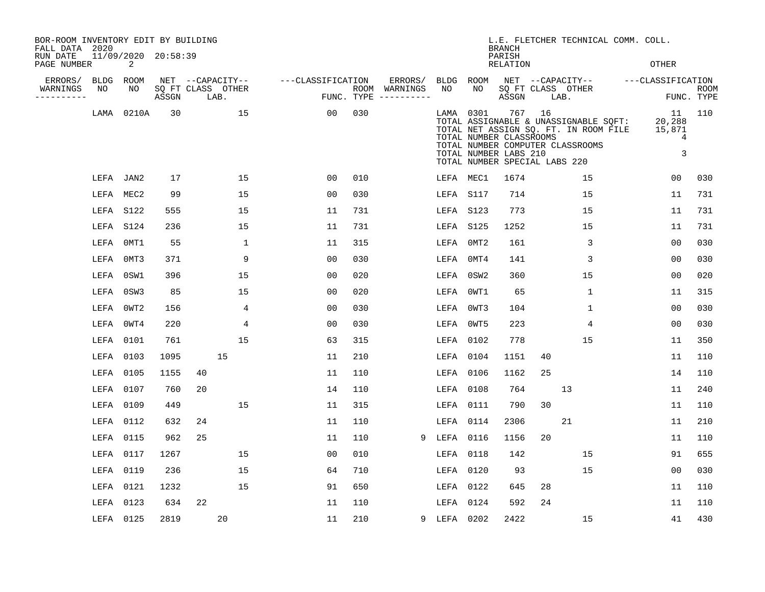BOR-ROOM INVENTORY EDIT BY BUILDING
FALL DATA 2020
RUN DATE 11/09/2020 20:58:39
PAGE NUMBER 2

L.E. FLETCHER TECHNICAL COMM. COLL.
BRANCH
PARISH
RELATION
OTHER

| ERRORS/ WARNINGS | BLDG NO | ROOM NO | NET SQ FT ASSGN | CAPACITY CLASS | CAPACITY LAB. | CAPACITY OTHER | CLASSIFICATION FUNC. | ROOM TYPE | ERRORS/ WARNINGS | BLDG NO | ROOM NO | NET SQ FT ASSGN | CAPACITY CLASS | CAPACITY LAB. | CAPACITY OTHER | CLASSIFICATION FUNC. | ROOM TYPE |
|---|---|---|---|---|---|---|---|---|---|---|---|---|---|---|---|---|---|
| | LAMA | 0210A | 30 | | | 15 | 00 | 030 | | LAMA | 0301 | 767 | 16 | | | 11 | 110 |
| | LEFA | JAN2 | 17 | | | 15 | 00 | 010 | | LEFA | MEC1 | 1674 | | | 15 | 00 | 030 |
| | LEFA | MEC2 | 99 | | | 15 | 00 | 030 | | LEFA | S117 | 714 | | | 15 | 11 | 731 |
| | LEFA | S122 | 555 | | | 15 | 11 | 731 | | LEFA | S123 | 773 | | | 15 | 11 | 731 |
| | LEFA | S124 | 236 | | | 15 | 11 | 731 | | LEFA | S125 | 1252 | | | 15 | 11 | 731 |
| | LEFA | 0MT1 | 55 | | | 1 | 11 | 315 | | LEFA | 0MT2 | 161 | | | 3 | 00 | 030 |
| | LEFA | 0MT3 | 371 | | | 9 | 00 | 030 | | LEFA | 0MT4 | 141 | | | 3 | 00 | 030 |
| | LEFA | 0SW1 | 396 | | | 15 | 00 | 020 | | LEFA | 0SW2 | 360 | | | 15 | 00 | 020 |
| | LEFA | 0SW3 | 85 | | | 15 | 00 | 020 | | LEFA | 0WT1 | 65 | | | 1 | 11 | 315 |
| | LEFA | 0WT2 | 156 | | | 4 | 00 | 030 | | LEFA | 0WT3 | 104 | | | 1 | 00 | 030 |
| | LEFA | 0WT4 | 220 | | | 4 | 00 | 030 | | LEFA | 0WT5 | 223 | | | 4 | 00 | 030 |
| | LEFA | 0101 | 761 | | | 15 | 63 | 315 | | LEFA | 0102 | 778 | | | 15 | 11 | 350 |
| | LEFA | 0103 | 1095 | | 15 | | 11 | 210 | | LEFA | 0104 | 1151 | 40 | | | 11 | 110 |
| | LEFA | 0105 | 1155 | 40 | | | 11 | 110 | | LEFA | 0106 | 1162 | 25 | | | 14 | 110 |
| | LEFA | 0107 | 760 | 20 | | | 14 | 110 | | LEFA | 0108 | 764 | | 13 | | 11 | 240 |
| | LEFA | 0109 | 449 | | | 15 | 11 | 315 | | LEFA | 0111 | 790 | 30 | | | 11 | 110 |
| | LEFA | 0112 | 632 | 24 | | | 11 | 110 | | LEFA | 0114 | 2306 | | 21 | | 11 | 210 |
| | LEFA | 0115 | 962 | 25 | | | 11 | 110 | 9 | LEFA | 0116 | 1156 | 20 | | | 11 | 110 |
| | LEFA | 0117 | 1267 | | | 15 | 00 | 010 | | LEFA | 0118 | 142 | | | 15 | 91 | 655 |
| | LEFA | 0119 | 236 | | | 15 | 64 | 710 | | LEFA | 0120 | 93 | | | 15 | 00 | 030 |
| | LEFA | 0121 | 1232 | | | 15 | 91 | 650 | | LEFA | 0122 | 645 | 28 | | | 11 | 110 |
| | LEFA | 0123 | 634 | 22 | | | 11 | 110 | | LEFA | 0124 | 592 | 24 | | | 11 | 110 |
| | LEFA | 0125 | 2819 | | 20 | | 11 | 210 | 9 | LEFA | 0202 | 2422 | | | 15 | 41 | 430 |

TOTAL ASSIGNABLE & UNASSIGNABLE SQFT: 20,288
TOTAL NET ASSIGN SQ. FT. IN ROOM FILE 15,871
TOTAL NUMBER CLASSROOMS 4
TOTAL NUMBER COMPUTER CLASSROOMS
TOTAL NUMBER LABS 210 3
TOTAL NUMBER SPECIAL LABS 220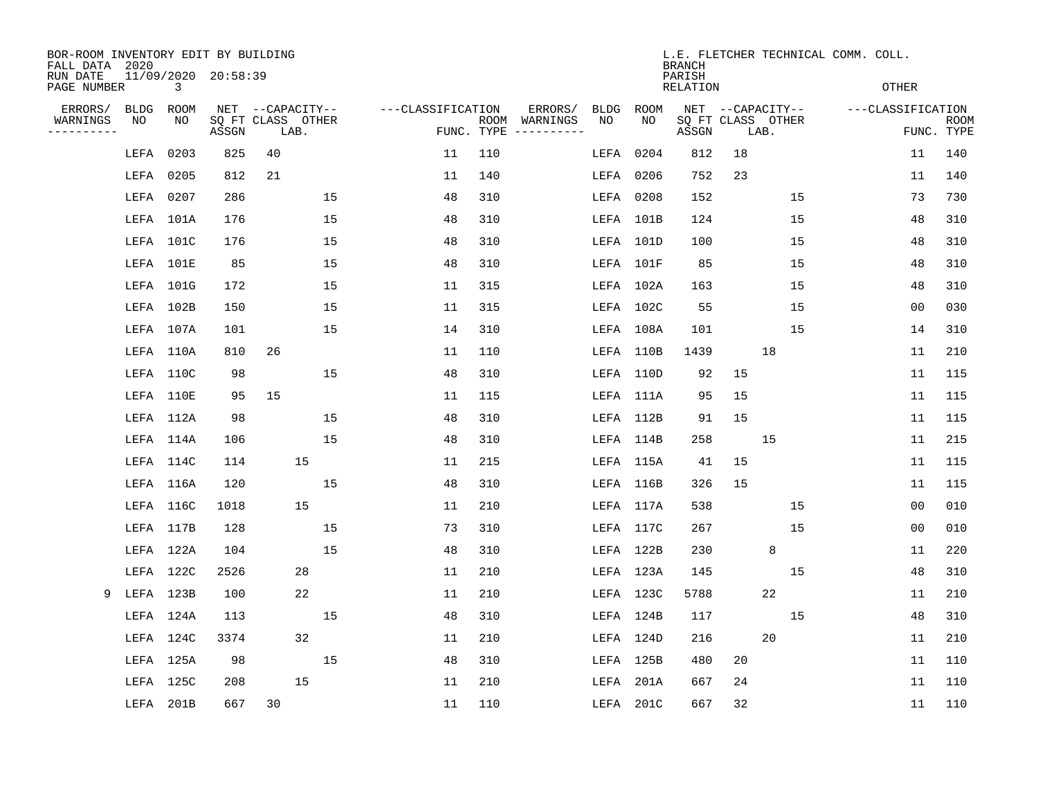BOR-ROOM INVENTORY EDIT BY BUILDING
FALL DATA 2020
RUN DATE 11/09/2020 20:58:39

L.E. FLETCHER TECHNICAL COMM. COLL.
BRANCH
PARISH
RELATION
OTHER

| ERRORS/ WARNINGS | BLDG NO | ROOM NO | NET SQ FT ASSGN | CAPACITY CLASS | CAPACITY LAB. | CAPACITY OTHER | CLASSIFICATION FUNC. | ROOM TYPE | ERRORS/ WARNINGS | BLDG NO | ROOM NO | NET SQ FT ASSGN | CAPACITY CLASS | CAPACITY LAB. | CAPACITY OTHER | CLASSIFICATION FUNC. | ROOM TYPE |
|---|---|---|---|---|---|---|---|---|---|---|---|---|---|---|---|---|---|
| | LEFA | 0203 | 825 | 40 | | | 11 | 110 | | LEFA | 0204 | 812 | 18 | | | 11 | 140 |
| | LEFA | 0205 | 812 | 21 | | | 11 | 140 | | LEFA | 0206 | 752 | 23 | | | 11 | 140 |
| | LEFA | 0207 | 286 | | | 15 | 48 | 310 | | LEFA | 0208 | 152 | | | 15 | 73 | 730 |
| | LEFA | 101A | 176 | | | 15 | 48 | 310 | | LEFA | 101B | 124 | | | 15 | 48 | 310 |
| | LEFA | 101C | 176 | | | 15 | 48 | 310 | | LEFA | 101D | 100 | | | 15 | 48 | 310 |
| | LEFA | 101E | 85 | | | 15 | 48 | 310 | | LEFA | 101F | 85 | | | 15 | 48 | 310 |
| | LEFA | 101G | 172 | | | 15 | 11 | 315 | | LEFA | 102A | 163 | | | 15 | 48 | 310 |
| | LEFA | 102B | 150 | | | 15 | 11 | 315 | | LEFA | 102C | 55 | | | 15 | 00 | 030 |
| | LEFA | 107A | 101 | | | 15 | 14 | 310 | | LEFA | 108A | 101 | | | 15 | 14 | 310 |
| | LEFA | 110A | 810 | 26 | | | 11 | 110 | | LEFA | 110B | 1439 | | 18 | | 11 | 210 |
| | LEFA | 110C | 98 | | | 15 | 48 | 310 | | LEFA | 110D | 92 | 15 | | | 11 | 115 |
| | LEFA | 110E | 95 | 15 | | | 11 | 115 | | LEFA | 111A | 95 | 15 | | | 11 | 115 |
| | LEFA | 112A | 98 | | | 15 | 48 | 310 | | LEFA | 112B | 91 | 15 | | | 11 | 115 |
| | LEFA | 114A | 106 | | | 15 | 48 | 310 | | LEFA | 114B | 258 | | 15 | | 11 | 215 |
| | LEFA | 114C | 114 | | 15 | | 11 | 215 | | LEFA | 115A | 41 | 15 | | | 11 | 115 |
| | LEFA | 116A | 120 | | | 15 | 48 | 310 | | LEFA | 116B | 326 | 15 | | | 11 | 115 |
| | LEFA | 116C | 1018 | | 15 | | 11 | 210 | | LEFA | 117A | 538 | | | 15 | 00 | 010 |
| | LEFA | 117B | 128 | | | 15 | 73 | 310 | | LEFA | 117C | 267 | | | 15 | 00 | 010 |
| | LEFA | 122A | 104 | | | 15 | 48 | 310 | | LEFA | 122B | 230 | | 8 | | 11 | 220 |
| | LEFA | 122C | 2526 | | 28 | | 11 | 210 | | LEFA | 123A | 145 | | | 15 | 48 | 310 |
| 9 | LEFA | 123B | 100 | | 22 | | 11 | 210 | | LEFA | 123C | 5788 | | 22 | | 11 | 210 |
| | LEFA | 124A | 113 | | | 15 | 48 | 310 | | LEFA | 124B | 117 | | | 15 | 48 | 310 |
| | LEFA | 124C | 3374 | | 32 | | 11 | 210 | | LEFA | 124D | 216 | | 20 | | 11 | 210 |
| | LEFA | 125A | 98 | | | 15 | 48 | 310 | | LEFA | 125B | 480 | 20 | | | 11 | 110 |
| | LEFA | 125C | 208 | | 15 | | 11 | 210 | | LEFA | 201A | 667 | 24 | | | 11 | 110 |
| | LEFA | 201B | 667 | 30 | | | 11 | 110 | | LEFA | 201C | 667 | 32 | | | 11 | 110 |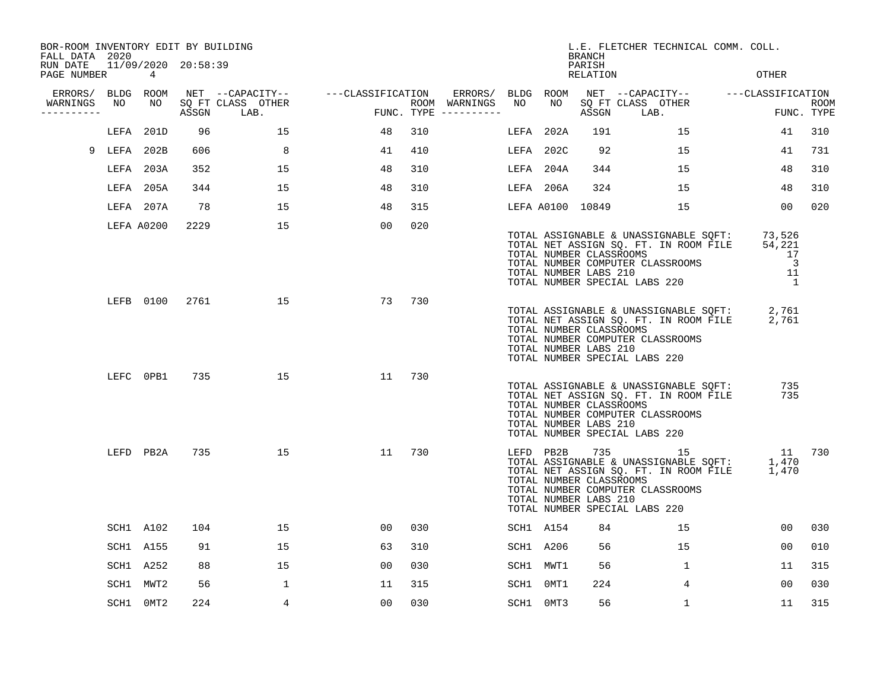BOR-ROOM INVENTORY EDIT BY BUILDING
FALL DATA 2020
RUN DATE 11/09/2020 20:58:39
PAGE NUMBER 4

L.E. FLETCHER TECHNICAL COMM. COLL.
BRANCH
PARISH
RELATION OTHER

| ERRORS/ WARNINGS | BLDG NO | ROOM NO | NET SQ FT ASSGN | CAPACITY CLASS LAB. | CAPACITY OTHER | CLASSIFICATION FUNC. | ROOM TYPE | ERRORS/ WARNINGS | BLDG NO | ROOM NO | NET SQ FT ASSGN | CAPACITY CLASS LAB. | CAPACITY OTHER | CLASSIFICATION FUNC. | ROOM TYPE |
|---|---|---|---|---|---|---|---|---|---|---|---|---|---|---|---|
| | LEFA | 201D | 96 | | 15 | 48 | 310 | | LEFA | 202A | 191 | | 15 | 41 | 310 |
| 9 | LEFA | 202B | 606 | | 8 | 41 | 410 | | LEFA | 202C | 92 | | 15 | 41 | 731 |
| | LEFA | 203A | 352 | | 15 | 48 | 310 | | LEFA | 204A | 344 | | 15 | 48 | 310 |
| | LEFA | 205A | 344 | | 15 | 48 | 310 | | LEFA | 206A | 324 | | 15 | 48 | 310 |
| | LEFA | 207A | 78 | | 15 | 48 | 315 | | LEFA | A0100 | 10849 | | 15 | 00 | 020 |
| | LEFA | A0200 | 2229 | | 15 | 00 | 020 | | | | | | | | |

TOTAL ASSIGNABLE & UNASSIGNABLE SQFT: 73,526
TOTAL NET ASSIGN SQ. FT. IN ROOM FILE 54,221
TOTAL NUMBER CLASSROOMS 17
TOTAL NUMBER COMPUTER CLASSROOMS 3
TOTAL NUMBER LABS 210 11
TOTAL NUMBER SPECIAL LABS 220 1

| ERRORS/ WARNINGS | BLDG NO | ROOM NO | NET SQ FT ASSGN | CAPACITY CLASS LAB. | CAPACITY OTHER | CLASSIFICATION FUNC. | ROOM TYPE |
|---|---|---|---|---|---|---|---|
| | LEFB | 0100 | 2761 | | 15 | 73 | 730 |

TOTAL ASSIGNABLE & UNASSIGNABLE SQFT: 2,761
TOTAL NET ASSIGN SQ. FT. IN ROOM FILE 2,761
TOTAL NUMBER CLASSROOMS
TOTAL NUMBER COMPUTER CLASSROOMS
TOTAL NUMBER LABS 210
TOTAL NUMBER SPECIAL LABS 220

| ERRORS/ WARNINGS | BLDG NO | ROOM NO | NET SQ FT ASSGN | CAPACITY CLASS LAB. | CAPACITY OTHER | CLASSIFICATION FUNC. | ROOM TYPE |
|---|---|---|---|---|---|---|---|
| | LEFC | 0PB1 | 735 | | 15 | 11 | 730 |

TOTAL ASSIGNABLE & UNASSIGNABLE SQFT: 735
TOTAL NET ASSIGN SQ. FT. IN ROOM FILE 735
TOTAL NUMBER CLASSROOMS
TOTAL NUMBER COMPUTER CLASSROOMS
TOTAL NUMBER LABS 210
TOTAL NUMBER SPECIAL LABS 220

| ERRORS/ WARNINGS | BLDG NO | ROOM NO | NET SQ FT ASSGN | CAPACITY CLASS LAB. | CAPACITY OTHER | CLASSIFICATION FUNC. | ROOM TYPE | ERRORS/ WARNINGS | BLDG NO | ROOM NO | NET SQ FT ASSGN | CAPACITY CLASS LAB. | CAPACITY OTHER | CLASSIFICATION FUNC. | ROOM TYPE |
|---|---|---|---|---|---|---|---|---|---|---|---|---|---|---|---|
| | LEFD | PB2A | 735 | | 15 | 11 | 730 | | LEFD | PB2B | 735 | | 15 | 11 | 730 |

TOTAL ASSIGNABLE & UNASSIGNABLE SQFT: 1,470
TOTAL NET ASSIGN SQ. FT. IN ROOM FILE 1,470
TOTAL NUMBER CLASSROOMS
TOTAL NUMBER COMPUTER CLASSROOMS
TOTAL NUMBER LABS 210
TOTAL NUMBER SPECIAL LABS 220

| ERRORS/ WARNINGS | BLDG NO | ROOM NO | NET SQ FT ASSGN | CAPACITY CLASS LAB. | CAPACITY OTHER | CLASSIFICATION FUNC. | ROOM TYPE | ERRORS/ WARNINGS | BLDG NO | ROOM NO | NET SQ FT ASSGN | CAPACITY CLASS LAB. | CAPACITY OTHER | CLASSIFICATION FUNC. | ROOM TYPE |
|---|---|---|---|---|---|---|---|---|---|---|---|---|---|---|---|
| | SCH1 | A102 | 104 | | 15 | 00 | 030 | | SCH1 | A154 | 84 | | 15 | 00 | 030 |
| | SCH1 | A155 | 91 | | 15 | 63 | 310 | | SCH1 | A206 | 56 | | 15 | 00 | 010 |
| | SCH1 | A252 | 88 | | 15 | 00 | 030 | | SCH1 | MWT1 | 56 | | 1 | 11 | 315 |
| | SCH1 | MWT2 | 56 | | 1 | 11 | 315 | | SCH1 | 0MT1 | 224 | | 4 | 00 | 030 |
| | SCH1 | 0MT2 | 224 | | 4 | 00 | 030 | | SCH1 | 0MT3 | 56 | | 1 | 11 | 315 |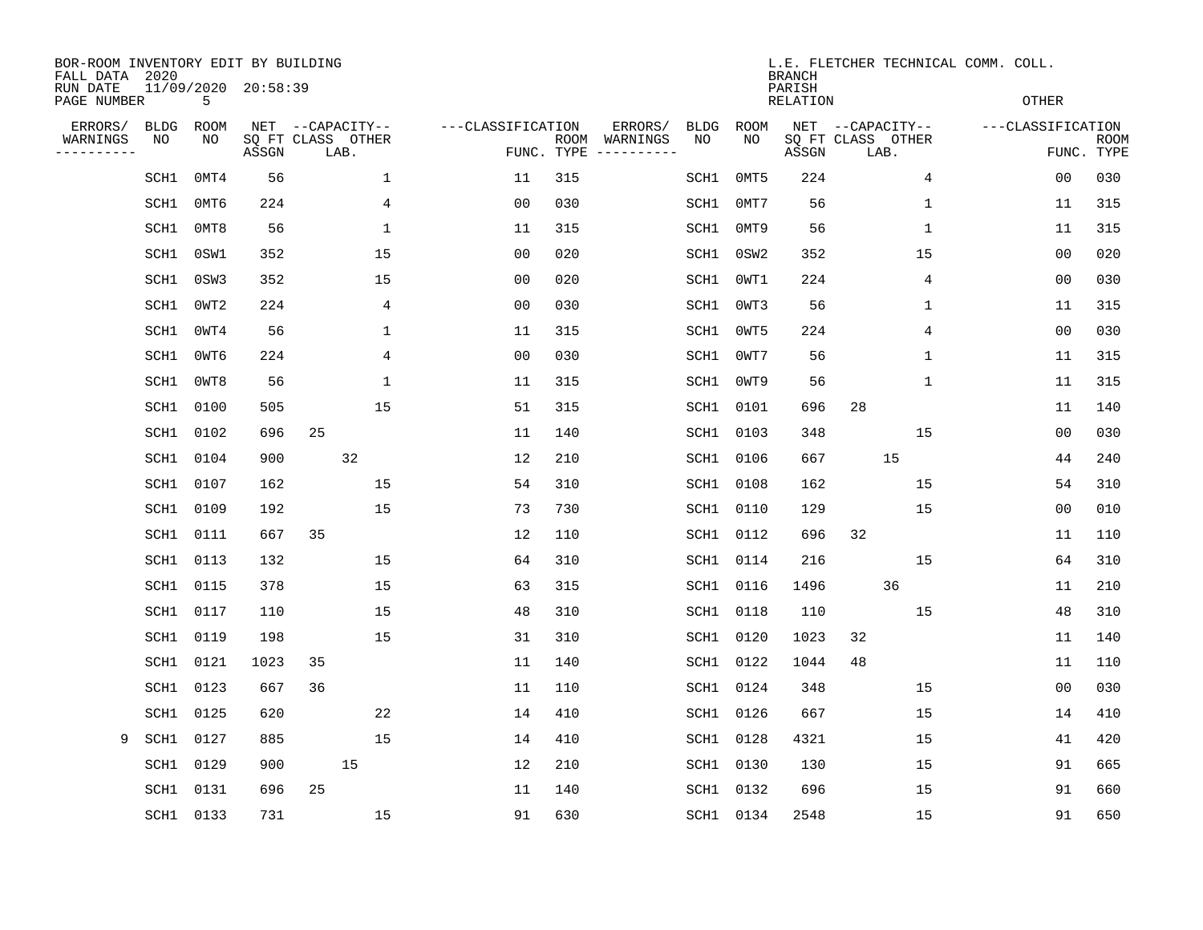BOR-ROOM INVENTORY EDIT BY BUILDING
FALL DATA 2020
RUN DATE 11/09/2020 20:58:39

L.E. FLETCHER TECHNICAL COMM. COLL.
BRANCH
PARISH
RELATION OTHER

| ERRORS/ WARNINGS | BLDG NO | ROOM NO | NET SQ FT ASSGN | CAPACITY CLASS | CAPACITY LAB. | CAPACITY OTHER | CLASSIFICATION FUNC. | ROOM TYPE | ERRORS/ WARNINGS | BLDG NO | ROOM NO | NET SQ FT ASSGN | CAPACITY CLASS | CAPACITY LAB. | CAPACITY OTHER | CLASSIFICATION FUNC. | ROOM TYPE |
|---|---|---|---|---|---|---|---|---|---|---|---|---|---|---|---|---|---|
| | SCH1 | 0MT4 | 56 | | | 1 | 11 | 315 | | SCH1 | 0MT5 | 224 | | | 4 | 00 | 030 |
| | SCH1 | 0MT6 | 224 | | | 4 | 00 | 030 | | SCH1 | 0MT7 | 56 | | | 1 | 11 | 315 |
| | SCH1 | 0MT8 | 56 | | | 1 | 11 | 315 | | SCH1 | 0MT9 | 56 | | | 1 | 11 | 315 |
| | SCH1 | 0SW1 | 352 | | | 15 | 00 | 020 | | SCH1 | 0SW2 | 352 | | | 15 | 00 | 020 |
| | SCH1 | 0SW3 | 352 | | | 15 | 00 | 020 | | SCH1 | 0WT1 | 224 | | | 4 | 00 | 030 |
| | SCH1 | 0WT2 | 224 | | | 4 | 00 | 030 | | SCH1 | 0WT3 | 56 | | | 1 | 11 | 315 |
| | SCH1 | 0WT4 | 56 | | | 1 | 11 | 315 | | SCH1 | 0WT5 | 224 | | | 4 | 00 | 030 |
| | SCH1 | 0WT6 | 224 | | | 4 | 00 | 030 | | SCH1 | 0WT7 | 56 | | | 1 | 11 | 315 |
| | SCH1 | 0WT8 | 56 | | | 1 | 11 | 315 | | SCH1 | 0WT9 | 56 | | | 1 | 11 | 315 |
| | SCH1 | 0100 | 505 | | | 15 | 51 | 315 | | SCH1 | 0101 | 696 | 28 | | | 11 | 140 |
| | SCH1 | 0102 | 696 | 25 | | | 11 | 140 | | SCH1 | 0103 | 348 | | | 15 | 00 | 030 |
| | SCH1 | 0104 | 900 | | 32 | | 12 | 210 | | SCH1 | 0106 | 667 | | 15 | | 44 | 240 |
| | SCH1 | 0107 | 162 | | | 15 | 54 | 310 | | SCH1 | 0108 | 162 | | | 15 | 54 | 310 |
| | SCH1 | 0109 | 192 | | | 15 | 73 | 730 | | SCH1 | 0110 | 129 | | | 15 | 00 | 010 |
| | SCH1 | 0111 | 667 | 35 | | | 12 | 110 | | SCH1 | 0112 | 696 | 32 | | | 11 | 110 |
| | SCH1 | 0113 | 132 | | | 15 | 64 | 310 | | SCH1 | 0114 | 216 | | | 15 | 64 | 310 |
| | SCH1 | 0115 | 378 | | | 15 | 63 | 315 | | SCH1 | 0116 | 1496 | | 36 | | 11 | 210 |
| | SCH1 | 0117 | 110 | | | 15 | 48 | 310 | | SCH1 | 0118 | 110 | | | 15 | 48 | 310 |
| | SCH1 | 0119 | 198 | | | 15 | 31 | 310 | | SCH1 | 0120 | 1023 | 32 | | | 11 | 140 |
| | SCH1 | 0121 | 1023 | 35 | | | 11 | 140 | | SCH1 | 0122 | 1044 | 48 | | | 11 | 110 |
| | SCH1 | 0123 | 667 | 36 | | | 11 | 110 | | SCH1 | 0124 | 348 | | | 15 | 00 | 030 |
| | SCH1 | 0125 | 620 | | | 22 | 14 | 410 | | SCH1 | 0126 | 667 | | | 15 | 14 | 410 |
| 9 | SCH1 | 0127 | 885 | | | 15 | 14 | 410 | | SCH1 | 0128 | 4321 | | | 15 | 41 | 420 |
| | SCH1 | 0129 | 900 | | 15 | | 12 | 210 | | SCH1 | 0130 | 130 | | | 15 | 91 | 665 |
| | SCH1 | 0131 | 696 | 25 | | | 11 | 140 | | SCH1 | 0132 | 696 | | | 15 | 91 | 660 |
| | SCH1 | 0133 | 731 | | | 15 | 91 | 630 | | SCH1 | 0134 | 2548 | | | 15 | 91 | 650 |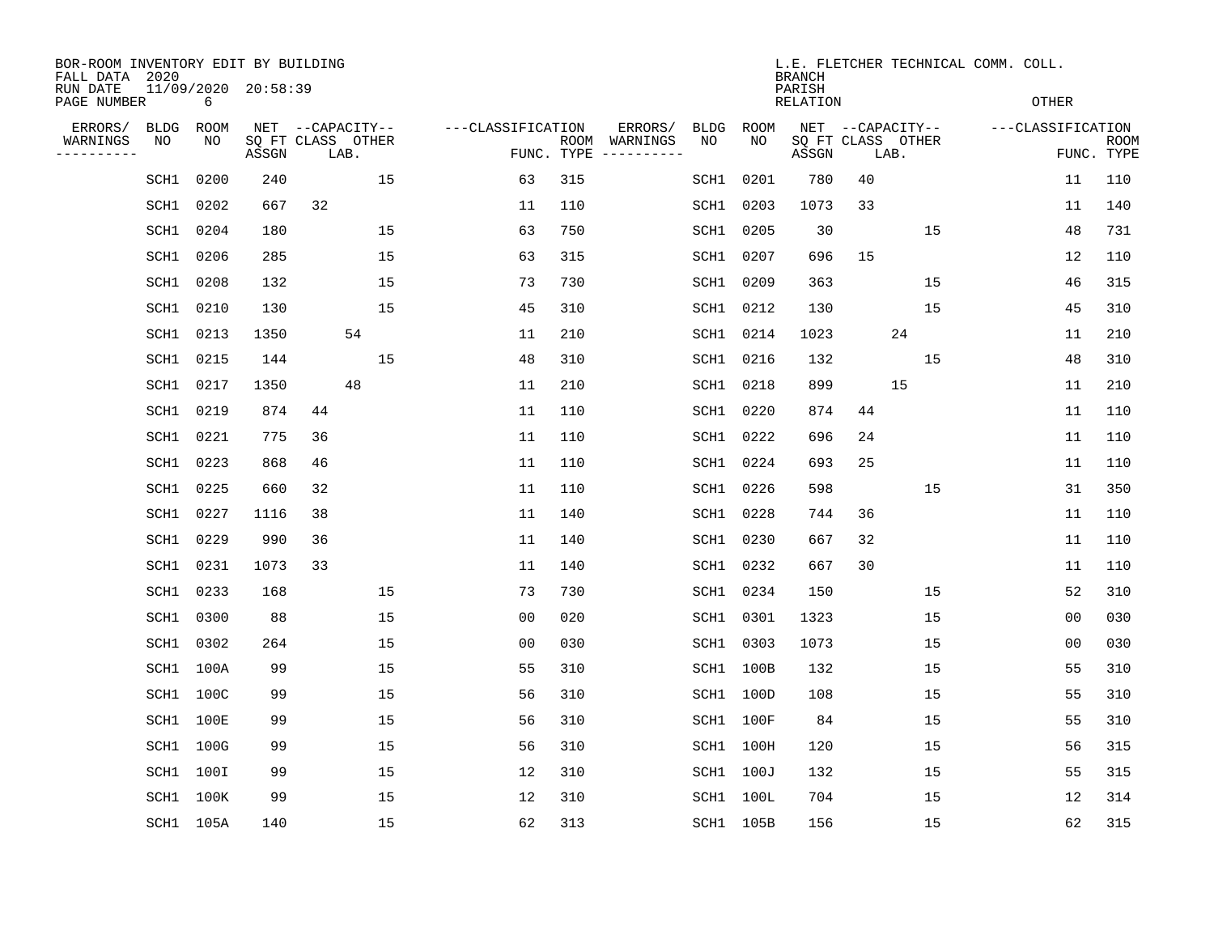BOR-ROOM INVENTORY EDIT BY BUILDING
FALL DATA 2020
RUN DATE 11/09/2020 20:58:39

L.E. FLETCHER TECHNICAL COMM. COLL.
BRANCH
PARISH
RELATION
OTHER

| ERRORS/ WARNINGS | BLDG NO | ROOM NO | NET SQ FT ASSGN | CAPACITY CLASS | CAPACITY LAB. | CAPACITY OTHER | CLASSIFICATION FUNC. | ROOM TYPE | ERRORS/ WARNINGS | BLDG NO | ROOM NO | NET SQ FT ASSGN | CAPACITY CLASS | CAPACITY LAB. | CAPACITY OTHER | CLASSIFICATION FUNC. | ROOM TYPE |
|---|---|---|---|---|---|---|---|---|---|---|---|---|---|---|---|---|---|
| | SCH1 | 0200 | 240 | | | 15 | 63 | 315 | | SCH1 | 0201 | 780 | 40 | | | 11 | 110 |
| | SCH1 | 0202 | 667 | 32 | | | 11 | 110 | | SCH1 | 0203 | 1073 | 33 | | | 11 | 140 |
| | SCH1 | 0204 | 180 | | | 15 | 63 | 750 | | SCH1 | 0205 | 30 | | | 15 | 48 | 731 |
| | SCH1 | 0206 | 285 | | | 15 | 63 | 315 | | SCH1 | 0207 | 696 | 15 | | | 12 | 110 |
| | SCH1 | 0208 | 132 | | | 15 | 73 | 730 | | SCH1 | 0209 | 363 | | | 15 | 46 | 315 |
| | SCH1 | 0210 | 130 | | | 15 | 45 | 310 | | SCH1 | 0212 | 130 | | | 15 | 45 | 310 |
| | SCH1 | 0213 | 1350 | | 54 | | 11 | 210 | | SCH1 | 0214 | 1023 | | 24 | | 11 | 210 |
| | SCH1 | 0215 | 144 | | | 15 | 48 | 310 | | SCH1 | 0216 | 132 | | | 15 | 48 | 310 |
| | SCH1 | 0217 | 1350 | | 48 | | 11 | 210 | | SCH1 | 0218 | 899 | | 15 | | 11 | 210 |
| | SCH1 | 0219 | 874 | 44 | | | 11 | 110 | | SCH1 | 0220 | 874 | 44 | | | 11 | 110 |
| | SCH1 | 0221 | 775 | 36 | | | 11 | 110 | | SCH1 | 0222 | 696 | 24 | | | 11 | 110 |
| | SCH1 | 0223 | 868 | 46 | | | 11 | 110 | | SCH1 | 0224 | 693 | 25 | | | 11 | 110 |
| | SCH1 | 0225 | 660 | 32 | | | 11 | 110 | | SCH1 | 0226 | 598 | | | 15 | 31 | 350 |
| | SCH1 | 0227 | 1116 | 38 | | | 11 | 140 | | SCH1 | 0228 | 744 | 36 | | | 11 | 110 |
| | SCH1 | 0229 | 990 | 36 | | | 11 | 140 | | SCH1 | 0230 | 667 | 32 | | | 11 | 110 |
| | SCH1 | 0231 | 1073 | 33 | | | 11 | 140 | | SCH1 | 0232 | 667 | 30 | | | 11 | 110 |
| | SCH1 | 0233 | 168 | | | 15 | 73 | 730 | | SCH1 | 0234 | 150 | | | 15 | 52 | 310 |
| | SCH1 | 0300 | 88 | | | 15 | 00 | 020 | | SCH1 | 0301 | 1323 | | | 15 | 00 | 030 |
| | SCH1 | 0302 | 264 | | | 15 | 00 | 030 | | SCH1 | 0303 | 1073 | | | 15 | 00 | 030 |
| | SCH1 | 100A | 99 | | | 15 | 55 | 310 | | SCH1 | 100B | 132 | | | 15 | 55 | 310 |
| | SCH1 | 100C | 99 | | | 15 | 56 | 310 | | SCH1 | 100D | 108 | | | 15 | 55 | 310 |
| | SCH1 | 100E | 99 | | | 15 | 56 | 310 | | SCH1 | 100F | 84 | | | 15 | 55 | 310 |
| | SCH1 | 100G | 99 | | | 15 | 56 | 310 | | SCH1 | 100H | 120 | | | 15 | 56 | 315 |
| | SCH1 | 100I | 99 | | | 15 | 12 | 310 | | SCH1 | 100J | 132 | | | 15 | 55 | 315 |
| | SCH1 | 100K | 99 | | | 15 | 12 | 310 | | SCH1 | 100L | 704 | | | 15 | 12 | 314 |
| | SCH1 | 105A | 140 | | | 15 | 62 | 313 | | SCH1 | 105B | 156 | | | 15 | 62 | 315 |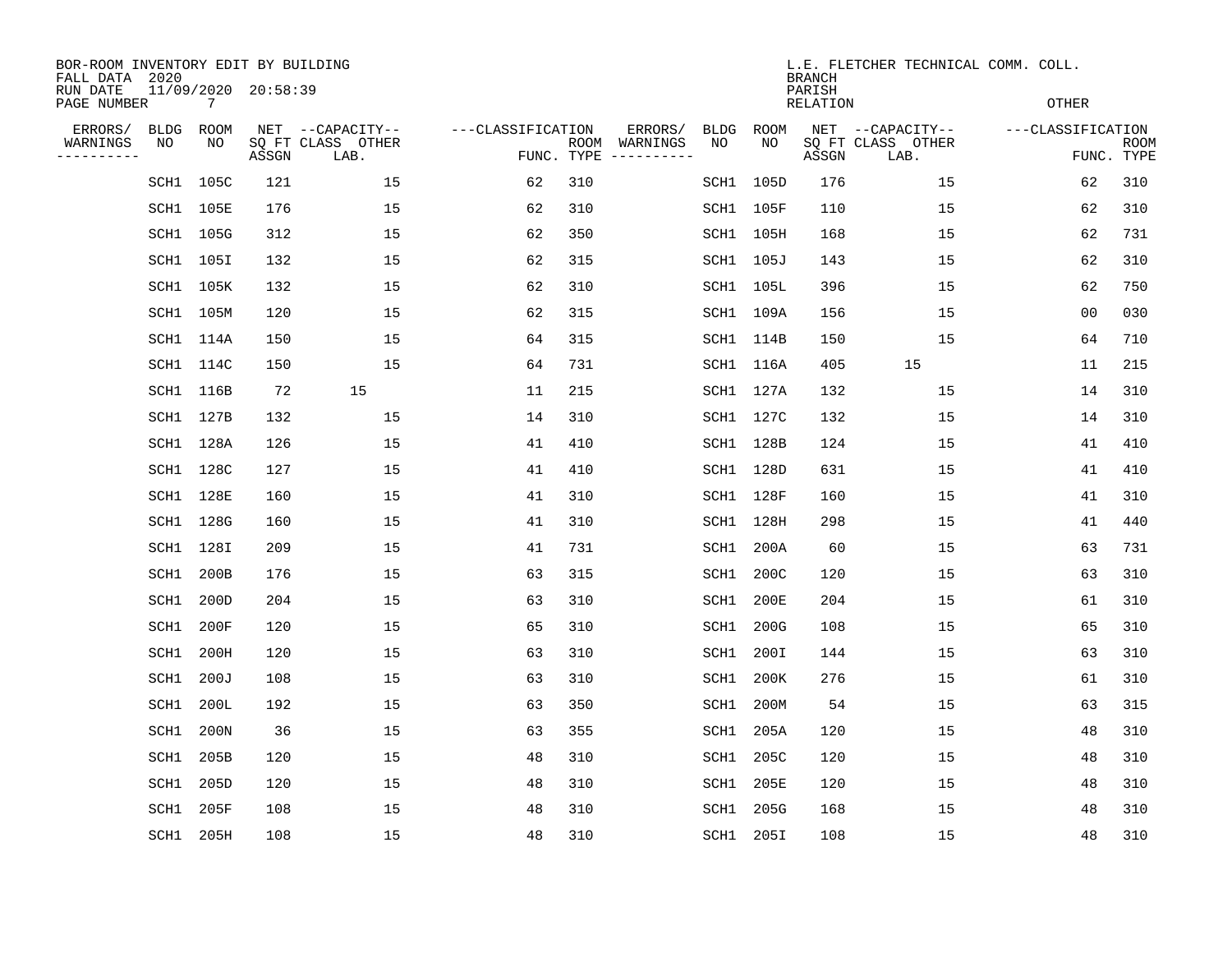BOR-ROOM INVENTORY EDIT BY BUILDING
FALL DATA 2020
RUN DATE 11/09/2020 20:58:39
PAGE NUMBER 7

L.E. FLETCHER TECHNICAL COMM. COLL.
BRANCH
PARISH
RELATION
OTHER

| ERRORS/ WARNINGS | BLDG NO | ROOM NO | NET SQ FT ASSGN | CAPACITY CLASS LAB. | CAPACITY OTHER | CLASSIFICATION FUNC. | ROOM TYPE | ERRORS/ WARNINGS | BLDG NO | ROOM NO | NET SQ FT ASSGN | CAPACITY CLASS LAB. | CAPACITY OTHER | CLASSIFICATION FUNC. | ROOM TYPE |
|---|---|---|---|---|---|---|---|---|---|---|---|---|---|---|---|
| | SCH1 | 105C | 121 | | 15 | 62 | 310 | | SCH1 | 105D | 176 | | 15 | 62 | 310 |
| | SCH1 | 105E | 176 | | 15 | 62 | 310 | | SCH1 | 105F | 110 | | 15 | 62 | 310 |
| | SCH1 | 105G | 312 | | 15 | 62 | 350 | | SCH1 | 105H | 168 | | 15 | 62 | 731 |
| | SCH1 | 105I | 132 | | 15 | 62 | 315 | | SCH1 | 105J | 143 | | 15 | 62 | 310 |
| | SCH1 | 105K | 132 | | 15 | 62 | 310 | | SCH1 | 105L | 396 | | 15 | 62 | 750 |
| | SCH1 | 105M | 120 | | 15 | 62 | 315 | | SCH1 | 109A | 156 | | 15 | 00 | 030 |
| | SCH1 | 114A | 150 | | 15 | 64 | 315 | | SCH1 | 114B | 150 | | 15 | 64 | 710 |
| | SCH1 | 114C | 150 | | 15 | 64 | 731 | | SCH1 | 116A | 405 | 15 | | 11 | 215 |
| | SCH1 | 116B | 72 | 15 | | 11 | 215 | | SCH1 | 127A | 132 | | 15 | 14 | 310 |
| | SCH1 | 127B | 132 | | 15 | 14 | 310 | | SCH1 | 127C | 132 | | 15 | 14 | 310 |
| | SCH1 | 128A | 126 | | 15 | 41 | 410 | | SCH1 | 128B | 124 | | 15 | 41 | 410 |
| | SCH1 | 128C | 127 | | 15 | 41 | 410 | | SCH1 | 128D | 631 | | 15 | 41 | 410 |
| | SCH1 | 128E | 160 | | 15 | 41 | 310 | | SCH1 | 128F | 160 | | 15 | 41 | 310 |
| | SCH1 | 128G | 160 | | 15 | 41 | 310 | | SCH1 | 128H | 298 | | 15 | 41 | 440 |
| | SCH1 | 128I | 209 | | 15 | 41 | 731 | | SCH1 | 200A | 60 | | 15 | 63 | 731 |
| | SCH1 | 200B | 176 | | 15 | 63 | 315 | | SCH1 | 200C | 120 | | 15 | 63 | 310 |
| | SCH1 | 200D | 204 | | 15 | 63 | 310 | | SCH1 | 200E | 204 | | 15 | 61 | 310 |
| | SCH1 | 200F | 120 | | 15 | 65 | 310 | | SCH1 | 200G | 108 | | 15 | 65 | 310 |
| | SCH1 | 200H | 120 | | 15 | 63 | 310 | | SCH1 | 200I | 144 | | 15 | 63 | 310 |
| | SCH1 | 200J | 108 | | 15 | 63 | 310 | | SCH1 | 200K | 276 | | 15 | 61 | 310 |
| | SCH1 | 200L | 192 | | 15 | 63 | 350 | | SCH1 | 200M | 54 | | 15 | 63 | 315 |
| | SCH1 | 200N | 36 | | 15 | 63 | 355 | | SCH1 | 205A | 120 | | 15 | 48 | 310 |
| | SCH1 | 205B | 120 | | 15 | 48 | 310 | | SCH1 | 205C | 120 | | 15 | 48 | 310 |
| | SCH1 | 205D | 120 | | 15 | 48 | 310 | | SCH1 | 205E | 120 | | 15 | 48 | 310 |
| | SCH1 | 205F | 108 | | 15 | 48 | 310 | | SCH1 | 205G | 168 | | 15 | 48 | 310 |
| | SCH1 | 205H | 108 | | 15 | 48 | 310 | | SCH1 | 205I | 108 | | 15 | 48 | 310 |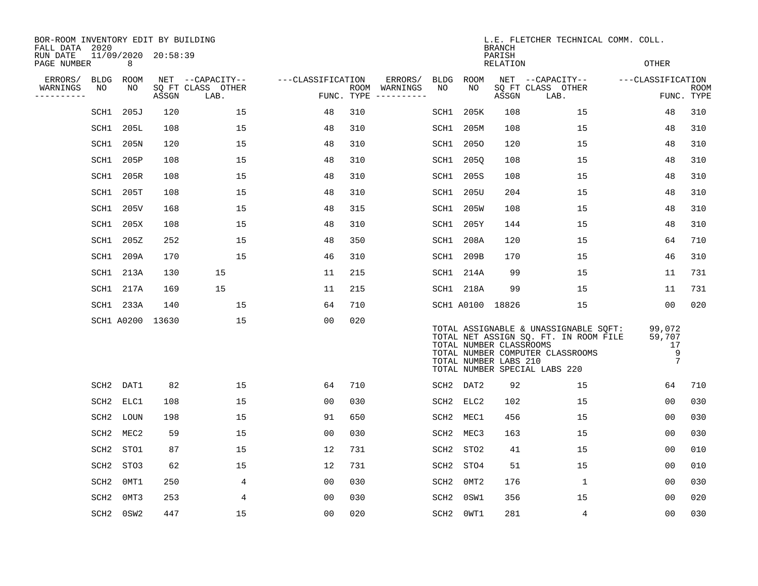BOR-ROOM INVENTORY EDIT BY BUILDING
FALL DATA 2020
RUN DATE 11/09/2020 20:58:39
PAGE NUMBER 8

L.E. FLETCHER TECHNICAL COMM. COLL.
BRANCH
PARISH
RELATION
OTHER

| ERRORS/ WARNINGS | BLDG NO | ROOM NO | NET SQ FT ASSGN | CAPACITY CLASS LAB. | CAPACITY OTHER | CLASSIFICATION FUNC. | ROOM TYPE | ERRORS/ WARNINGS | BLDG NO | ROOM NO | NET SQ FT ASSGN | CAPACITY CLASS LAB. | CAPACITY OTHER | CLASSIFICATION FUNC. | ROOM TYPE |
|---|---|---|---|---|---|---|---|---|---|---|---|---|---|---|---|
| | SCH1 | 205J | 120 | | 15 | 48 | 310 | | SCH1 | 205K | 108 | | 15 | 48 | 310 |
| | SCH1 | 205L | 108 | | 15 | 48 | 310 | | SCH1 | 205M | 108 | | 15 | 48 | 310 |
| | SCH1 | 205N | 120 | | 15 | 48 | 310 | | SCH1 | 205O | 120 | | 15 | 48 | 310 |
| | SCH1 | 205P | 108 | | 15 | 48 | 310 | | SCH1 | 205Q | 108 | | 15 | 48 | 310 |
| | SCH1 | 205R | 108 | | 15 | 48 | 310 | | SCH1 | 205S | 108 | | 15 | 48 | 310 |
| | SCH1 | 205T | 108 | | 15 | 48 | 310 | | SCH1 | 205U | 204 | | 15 | 48 | 310 |
| | SCH1 | 205V | 168 | | 15 | 48 | 315 | | SCH1 | 205W | 108 | | 15 | 48 | 310 |
| | SCH1 | 205X | 108 | | 15 | 48 | 310 | | SCH1 | 205Y | 144 | | 15 | 48 | 310 |
| | SCH1 | 205Z | 252 | | 15 | 48 | 350 | | SCH1 | 208A | 120 | | 15 | 64 | 710 |
| | SCH1 | 209A | 170 | | 15 | 46 | 310 | | SCH1 | 209B | 170 | | 15 | 46 | 310 |
| | SCH1 | 213A | 130 | 15 | | 11 | 215 | | SCH1 | 214A | 99 | | 15 | 11 | 731 |
| | SCH1 | 217A | 169 | 15 | | 11 | 215 | | SCH1 | 218A | 99 | | 15 | 11 | 731 |
| | SCH1 | 233A | 140 | | 15 | 64 | 710 | | SCH1 | A0100 | 18826 | | 15 | 00 | 020 |
| | SCH1 | A0200 | 13630 | | 15 | 00 | 020 | | | | | | | | |

TOTAL ASSIGNABLE & UNASSIGNABLE SQFT: 99,072
TOTAL NET ASSIGN SQ. FT. IN ROOM FILE 59,707
TOTAL NUMBER CLASSROOMS 17
TOTAL NUMBER COMPUTER CLASSROOMS 9
TOTAL NUMBER LABS 210 7
TOTAL NUMBER SPECIAL LABS 220

| ERRORS/ WARNINGS | BLDG NO | ROOM NO | NET SQ FT ASSGN | CAPACITY CLASS LAB. | CAPACITY OTHER | CLASSIFICATION FUNC. | ROOM TYPE | ERRORS/ WARNINGS | BLDG NO | ROOM NO | NET SQ FT ASSGN | CAPACITY CLASS LAB. | CAPACITY OTHER | CLASSIFICATION FUNC. | ROOM TYPE |
|---|---|---|---|---|---|---|---|---|---|---|---|---|---|---|---|
| | SCH2 | DAT1 | 82 | | 15 | 64 | 710 | | SCH2 | DAT2 | 92 | | 15 | 64 | 710 |
| | SCH2 | ELC1 | 108 | | 15 | 00 | 030 | | SCH2 | ELC2 | 102 | | 15 | 00 | 030 |
| | SCH2 | LOUN | 198 | | 15 | 91 | 650 | | SCH2 | MEC1 | 456 | | 15 | 00 | 030 |
| | SCH2 | MEC2 | 59 | | 15 | 00 | 030 | | SCH2 | MEC3 | 163 | | 15 | 00 | 030 |
| | SCH2 | STO1 | 87 | | 15 | 12 | 731 | | SCH2 | STO2 | 41 | | 15 | 00 | 010 |
| | SCH2 | STO3 | 62 | | 15 | 12 | 731 | | SCH2 | STO4 | 51 | | 15 | 00 | 010 |
| | SCH2 | 0MT1 | 250 | | 4 | 00 | 030 | | SCH2 | 0MT2 | 176 | | 1 | 00 | 030 |
| | SCH2 | 0MT3 | 253 | | 4 | 00 | 030 | | SCH2 | 0SW1 | 356 | | 15 | 00 | 020 |
| | SCH2 | 0SW2 | 447 | | 15 | 00 | 020 | | SCH2 | 0WT1 | 281 | | 4 | 00 | 030 |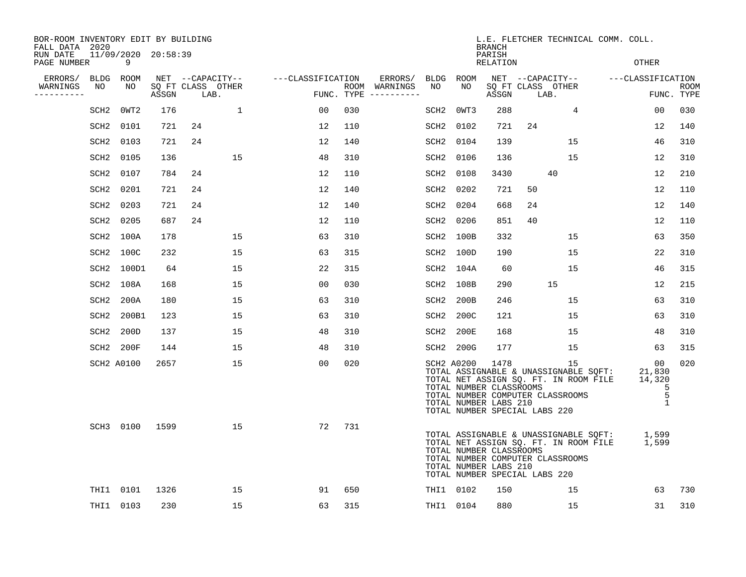BOR-ROOM INVENTORY EDIT BY BUILDING
FALL DATA 2020
RUN DATE 11/09/2020 20:58:39
PAGE NUMBER 9

L.E. FLETCHER TECHNICAL COMM. COLL.
BRANCH
PARISH
RELATION
OTHER

| ERRORS/ WARNINGS | BLDG NO | ROOM NO | NET SQ FT ASSGN | CAPACITY CLASS LAB. | CAPACITY OTHER | CLASSIFICATION FUNC. | ROOM TYPE | ERRORS/ WARNINGS | BLDG NO | ROOM NO | NET SQ FT ASSGN | CAPACITY CLASS LAB. | CAPACITY OTHER | CLASSIFICATION FUNC. | ROOM TYPE |
|---|---|---|---|---|---|---|---|---|---|---|---|---|---|---|---|
| | SCH2 | 0WT2 | 176 | | 1 | 00 | 030 | | SCH2 | 0WT3 | 288 | | 4 | 00 | 030 |
| | SCH2 | 0101 | 721 | 24 | | 12 | 110 | | SCH2 | 0102 | 721 | 24 | | 12 | 140 |
| | SCH2 | 0103 | 721 | 24 | | 12 | 140 | | SCH2 | 0104 | 139 | | 15 | 46 | 310 |
| | SCH2 | 0105 | 136 | | 15 | 48 | 310 | | SCH2 | 0106 | 136 | | 15 | 12 | 310 |
| | SCH2 | 0107 | 784 | 24 | | 12 | 110 | | SCH2 | 0108 | 3430 | 40 | | 12 | 210 |
| | SCH2 | 0201 | 721 | 24 | | 12 | 140 | | SCH2 | 0202 | 721 | 50 | | 12 | 110 |
| | SCH2 | 0203 | 721 | 24 | | 12 | 140 | | SCH2 | 0204 | 668 | 24 | | 12 | 140 |
| | SCH2 | 0205 | 687 | 24 | | 12 | 110 | | SCH2 | 0206 | 851 | 40 | | 12 | 110 |
| | SCH2 | 100A | 178 | | 15 | 63 | 310 | | SCH2 | 100B | 332 | | 15 | 63 | 350 |
| | SCH2 | 100C | 232 | | 15 | 63 | 315 | | SCH2 | 100D | 190 | | 15 | 22 | 310 |
| | SCH2 | 100D1 | 64 | | 15 | 22 | 315 | | SCH2 | 104A | 60 | | 15 | 46 | 315 |
| | SCH2 | 108A | 168 | | 15 | 00 | 030 | | SCH2 | 108B | 290 | 15 | | 12 | 215 |
| | SCH2 | 200A | 180 | | 15 | 63 | 310 | | SCH2 | 200B | 246 | | 15 | 63 | 310 |
| | SCH2 | 200B1 | 123 | | 15 | 63 | 310 | | SCH2 | 200C | 121 | | 15 | 63 | 310 |
| | SCH2 | 200D | 137 | | 15 | 48 | 310 | | SCH2 | 200E | 168 | | 15 | 48 | 310 |
| | SCH2 | 200F | 144 | | 15 | 48 | 310 | | SCH2 | 200G | 177 | | 15 | 63 | 315 |
| | SCH2 | A0100 | 2657 | | 15 | 00 | 020 | | SCH2 | A0200 | 1478 | | 15 | 00 | 020 |

TOTAL ASSIGNABLE & UNASSIGNABLE SQFT: 21,830
TOTAL NET ASSIGN SQ. FT. IN ROOM FILE 14,320
TOTAL NUMBER CLASSROOMS 5
TOTAL NUMBER COMPUTER CLASSROOMS 5
TOTAL NUMBER LABS 210 1
TOTAL NUMBER SPECIAL LABS 220

| ERRORS/ WARNINGS | BLDG NO | ROOM NO | NET SQ FT ASSGN | CAPACITY CLASS LAB. | CAPACITY OTHER | CLASSIFICATION FUNC. | ROOM TYPE |
|---|---|---|---|---|---|---|---|
| | SCH3 | 0100 | 1599 | | 15 | 72 | 731 |

TOTAL ASSIGNABLE & UNASSIGNABLE SQFT: 1,599
TOTAL NET ASSIGN SQ. FT. IN ROOM FILE 1,599
TOTAL NUMBER CLASSROOMS
TOTAL NUMBER COMPUTER CLASSROOMS
TOTAL NUMBER LABS 210
TOTAL NUMBER SPECIAL LABS 220

| ERRORS/ WARNINGS | BLDG NO | ROOM NO | NET SQ FT ASSGN | CAPACITY CLASS LAB. | CAPACITY OTHER | CLASSIFICATION FUNC. | ROOM TYPE | ERRORS/ WARNINGS | BLDG NO | ROOM NO | NET SQ FT ASSGN | CAPACITY CLASS LAB. | CAPACITY OTHER | CLASSIFICATION FUNC. | ROOM TYPE |
|---|---|---|---|---|---|---|---|---|---|---|---|---|---|---|---|
| | THI1 | 0101 | 1326 | | 15 | 91 | 650 | | THI1 | 0102 | 150 | | 15 | 63 | 730 |
| | THI1 | 0103 | 230 | | 15 | 63 | 315 | | THI1 | 0104 | 880 | | 15 | 31 | 310 |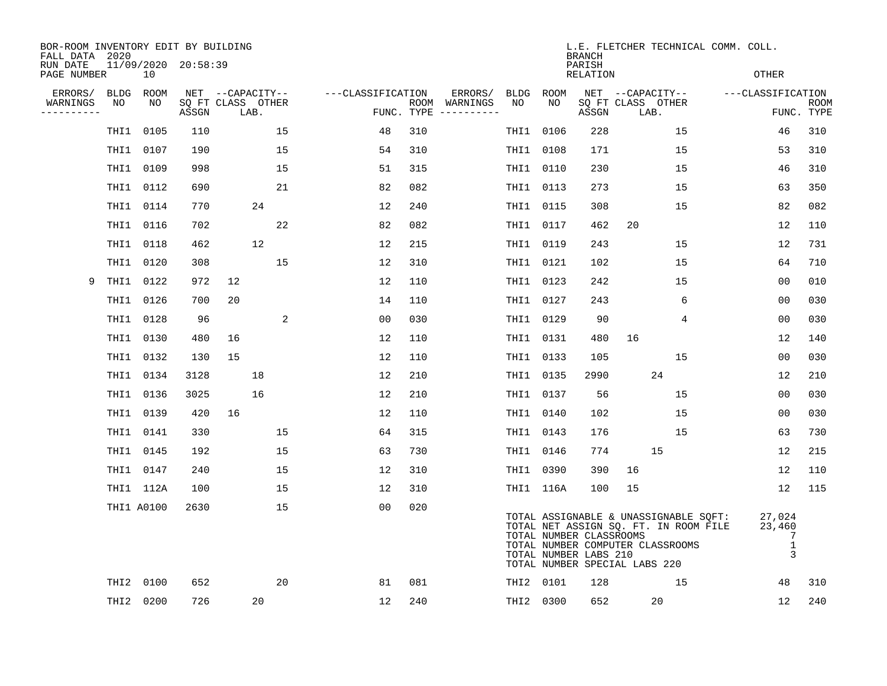BOR-ROOM INVENTORY EDIT BY BUILDING
FALL DATA 2020
RUN DATE 11/09/2020 20:58:39
PAGE NUMBER 10

L.E. FLETCHER TECHNICAL COMM. COLL.
BRANCH
PARISH
RELATION
OTHER

| ERRORS/ WARNINGS | BLDG NO | ROOM NO | NET SQ FT ASSGN | CAPACITY CLASS | CAPACITY LAB. | CAPACITY OTHER | CLASSIFICATION FUNC. | ROOM TYPE | ERRORS/ WARNINGS | BLDG NO | ROOM NO | NET SQ FT ASSGN | CAPACITY CLASS | CAPACITY LAB. | CAPACITY OTHER | CLASSIFICATION FUNC. | ROOM TYPE |
|---|---|---|---|---|---|---|---|---|---|---|---|---|---|---|---|---|---|
| | THI1 | 0105 | 110 | | | 15 | 48 | 310 | | THI1 | 0106 | 228 | | | 15 | 46 | 310 |
| | THI1 | 0107 | 190 | | | 15 | 54 | 310 | | THI1 | 0108 | 171 | | | 15 | 53 | 310 |
| | THI1 | 0109 | 998 | | | 15 | 51 | 315 | | THI1 | 0110 | 230 | | | 15 | 46 | 310 |
| | THI1 | 0112 | 690 | | | 21 | 82 | 082 | | THI1 | 0113 | 273 | | | 15 | 63 | 350 |
| | THI1 | 0114 | 770 | | 24 | | 12 | 240 | | THI1 | 0115 | 308 | | | 15 | 82 | 082 |
| | THI1 | 0116 | 702 | | | 22 | 82 | 082 | | THI1 | 0117 | 462 | 20 | | | 12 | 110 |
| | THI1 | 0118 | 462 | | 12 | | 12 | 215 | | THI1 | 0119 | 243 | | | 15 | 12 | 731 |
| | THI1 | 0120 | 308 | | | 15 | 12 | 310 | | THI1 | 0121 | 102 | | | 15 | 64 | 710 |
| 9 | THI1 | 0122 | 972 | 12 | | | 12 | 110 | | THI1 | 0123 | 242 | | | 15 | 00 | 010 |
| | THI1 | 0126 | 700 | 20 | | | 14 | 110 | | THI1 | 0127 | 243 | | | 6 | 00 | 030 |
| | THI1 | 0128 | 96 | | | 2 | 00 | 030 | | THI1 | 0129 | 90 | | | 4 | 00 | 030 |
| | THI1 | 0130 | 480 | 16 | | | 12 | 110 | | THI1 | 0131 | 480 | 16 | | | 12 | 140 |
| | THI1 | 0132 | 130 | 15 | | | 12 | 110 | | THI1 | 0133 | 105 | | | 15 | 00 | 030 |
| | THI1 | 0134 | 3128 | | 18 | | 12 | 210 | | THI1 | 0135 | 2990 | | 24 | | 12 | 210 |
| | THI1 | 0136 | 3025 | | 16 | | 12 | 210 | | THI1 | 0137 | 56 | | | 15 | 00 | 030 |
| | THI1 | 0139 | 420 | 16 | | | 12 | 110 | | THI1 | 0140 | 102 | | | 15 | 00 | 030 |
| | THI1 | 0141 | 330 | | | 15 | 64 | 315 | | THI1 | 0143 | 176 | | | 15 | 63 | 730 |
| | THI1 | 0145 | 192 | | | 15 | 63 | 730 | | THI1 | 0146 | 774 | | 15 | | 12 | 215 |
| | THI1 | 0147 | 240 | | | 15 | 12 | 310 | | THI1 | 0390 | 390 | 16 | | | 12 | 110 |
| | THI1 | 112A | 100 | | | 15 | 12 | 310 | | THI1 | 116A | 100 | 15 | | | 12 | 115 |
| | THI1 | A0100 | 2630 | | | 15 | 00 | 020 | | | | | | | | | |

TOTAL ASSIGNABLE & UNASSIGNABLE SQFT: 27,024
TOTAL NET ASSIGN SQ. FT. IN ROOM FILE 23,460
TOTAL NUMBER CLASSROOMS 7
TOTAL NUMBER COMPUTER CLASSROOMS 1
TOTAL NUMBER LABS 210 3
TOTAL NUMBER SPECIAL LABS 220

| ERRORS/ WARNINGS | BLDG NO | ROOM NO | NET SQ FT ASSGN | CAPACITY CLASS | CAPACITY LAB. | CAPACITY OTHER | CLASSIFICATION FUNC. | ROOM TYPE | ERRORS/ WARNINGS | BLDG NO | ROOM NO | NET SQ FT ASSGN | CAPACITY CLASS | CAPACITY LAB. | CAPACITY OTHER | CLASSIFICATION FUNC. | ROOM TYPE |
|---|---|---|---|---|---|---|---|---|---|---|---|---|---|---|---|---|---|
| | THI2 | 0100 | 652 | | | 20 | 81 | 081 | | THI2 | 0101 | 128 | | | 15 | 48 | 310 |
| | THI2 | 0200 | 726 | | 20 | | 12 | 240 | | THI2 | 0300 | 652 | | 20 | | 12 | 240 |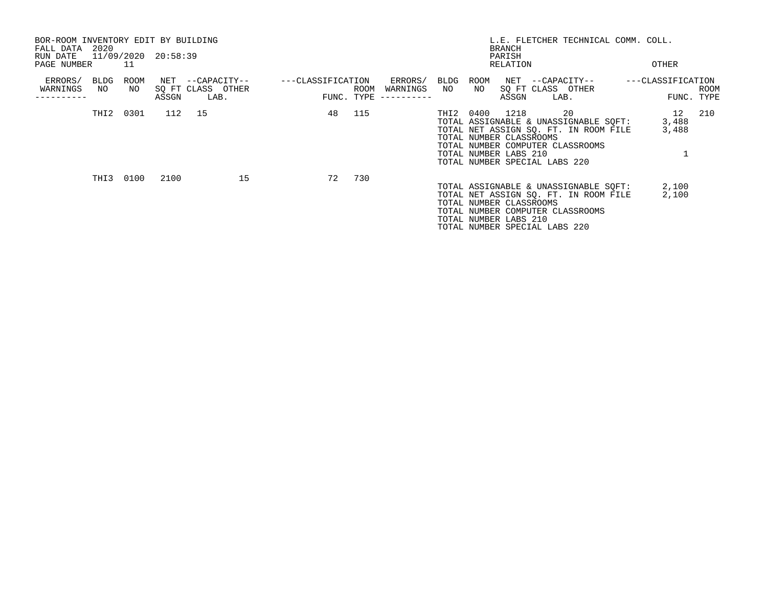BOR-ROOM INVENTORY EDIT BY BUILDING
FALL DATA 2020
RUN DATE 11/09/2020 20:58:39
PAGE NUMBER 11

L.E. FLETCHER TECHNICAL COMM. COLL.
BRANCH
PARISH
RELATION
OTHER

| ERRORS/ WARNINGS | BLDG NO | ROOM NO | NET SQ FT ASSGN | CAPACITY CLASS | CAPACITY OTHER LAB. | CLASSIFICATION FUNC. | ROOM TYPE | ERRORS/ WARNINGS | BLDG NO | ROOM NO | NET SQ FT ASSGN | CAPACITY CLASS | CAPACITY OTHER LAB. | CLASSIFICATION FUNC. | ROOM TYPE |
|---|---|---|---|---|---|---|---|---|---|---|---|---|---|---|---|
| | THI2 | 0301 | 112 | 15 | | 48 | 115 | | THI2 | 0400 | 1218 | | 20 | 12 | 210 |
| | THI3 | 0100 | 2100 | | 15 | 72 | 730 | | | | | | | | |

THI2 totals:

| | |
|---|---|
| TOTAL ASSIGNABLE & UNASSIGNABLE SQFT: | 3,488 |
| TOTAL NET ASSIGN SQ. FT. IN ROOM FILE | 3,488 |
| TOTAL NUMBER CLASSROOMS | |
| TOTAL NUMBER COMPUTER CLASSROOMS | |
| TOTAL NUMBER LABS 210 | 1 |
| TOTAL NUMBER SPECIAL LABS 220 | |

THI3 totals:

| | |
|---|---|
| TOTAL ASSIGNABLE & UNASSIGNABLE SQFT: | 2,100 |
| TOTAL NET ASSIGN SQ. FT. IN ROOM FILE | 2,100 |
| TOTAL NUMBER CLASSROOMS | |
| TOTAL NUMBER COMPUTER CLASSROOMS | |
| TOTAL NUMBER LABS 210 | |
| TOTAL NUMBER SPECIAL LABS 220 | |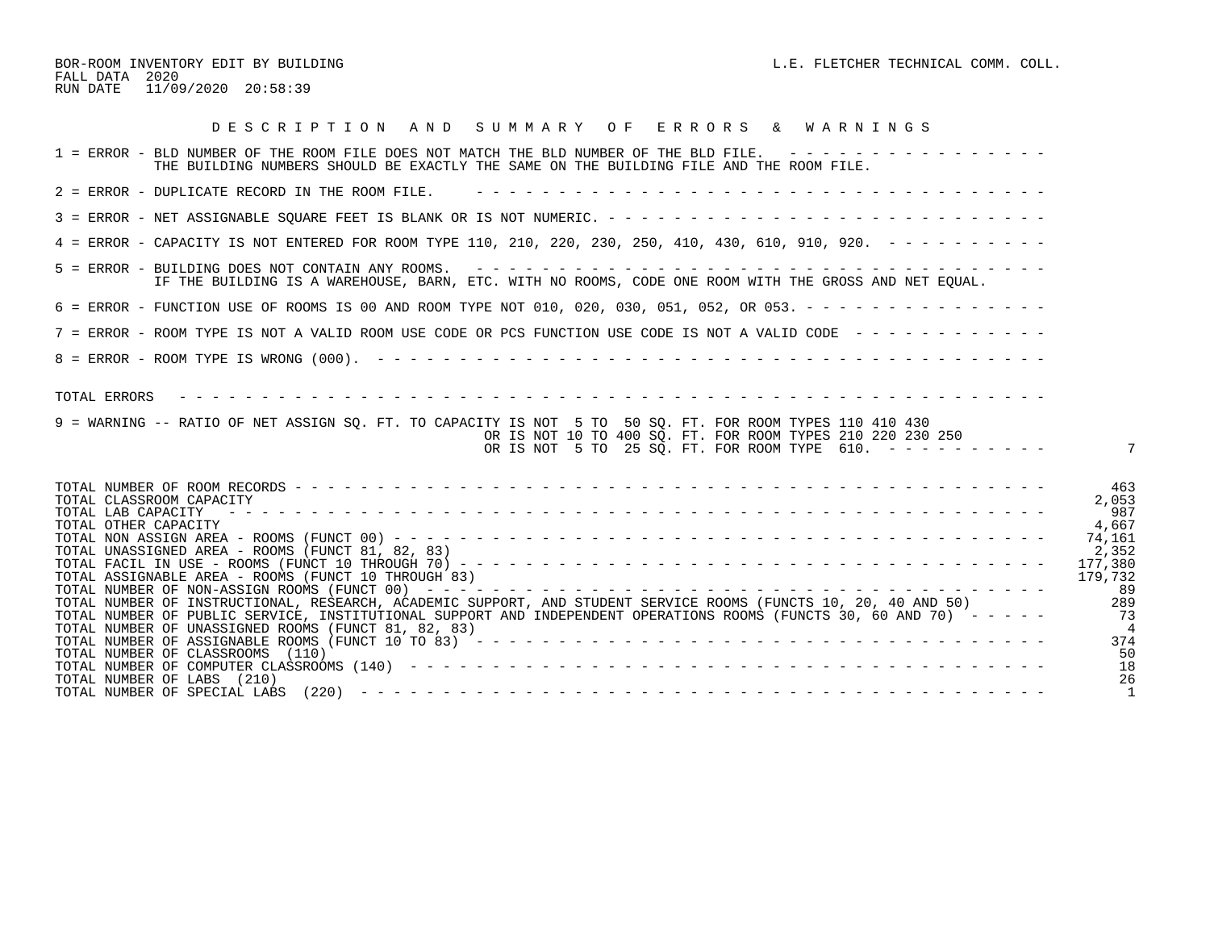BOR-ROOM INVENTORY EDIT BY BUILDING  
FALL DATA 2020  
RUN DATE 11/09/2020 20:58:39

L.E. FLETCHER TECHNICAL COMM. COLL.

## D E S C R I P T I O N A N D S U M M A R Y O F E R R O R S & W A R N I N G S

1 = ERROR - BLD NUMBER OF THE ROOM FILE DOES NOT MATCH THE BLD NUMBER OF THE BLD FILE.  
THE BUILDING NUMBERS SHOULD BE EXACTLY THE SAME ON THE BUILDING FILE AND THE ROOM FILE.

2 = ERROR - DUPLICATE RECORD IN THE ROOM FILE.

3 = ERROR - NET ASSIGNABLE SQUARE FEET IS BLANK OR IS NOT NUMERIC.

4 = ERROR - CAPACITY IS NOT ENTERED FOR ROOM TYPE 110, 210, 220, 230, 250, 410, 430, 610, 910, 920.

5 = ERROR - BUILDING DOES NOT CONTAIN ANY ROOMS.  
IF THE BUILDING IS A WAREHOUSE, BARN, ETC. WITH NO ROOMS, CODE ONE ROOM WITH THE GROSS AND NET EQUAL.

6 = ERROR - FUNCTION USE OF ROOMS IS 00 AND ROOM TYPE NOT 010, 020, 030, 051, 052, OR 053.

7 = ERROR - ROOM TYPE IS NOT A VALID ROOM USE CODE OR PCS FUNCTION USE CODE IS NOT A VALID CODE

8 = ERROR - ROOM TYPE IS WRONG (000).

TOTAL ERRORS

9 = WARNING -- RATIO OF NET ASSIGN SQ. FT. TO CAPACITY IS NOT 5 TO 50 SQ. FT. FOR ROOM TYPES 110 410 430  
OR IS NOT 10 TO 400 SQ. FT. FOR ROOM TYPES 210 220 230 250  
OR IS NOT 5 TO 25 SQ. FT. FOR ROOM TYPE 610. — 7

| | |
|---|---|
| TOTAL NUMBER OF ROOM RECORDS | 463 |
| TOTAL CLASSROOM CAPACITY | 2,053 |
| TOTAL LAB CAPACITY | 987 |
| TOTAL OTHER CAPACITY | 4,667 |
| TOTAL NON ASSIGN AREA - ROOMS (FUNCT 00) | 74,161 |
| TOTAL UNASSIGNED AREA - ROOMS (FUNCT 81, 82, 83) | 2,352 |
| TOTAL FACIL IN USE - ROOMS (FUNCT 10 THROUGH 70) | 177,380 |
| TOTAL ASSIGNABLE AREA - ROOMS (FUNCT 10 THROUGH 83) | 179,732 |
| TOTAL NUMBER OF NON-ASSIGN ROOMS (FUNCT 00) | 89 |
| TOTAL NUMBER OF INSTRUCTIONAL, RESEARCH, ACADEMIC SUPPORT, AND STUDENT SERVICE ROOMS (FUNCTS 10, 20, 40 AND 50) | 289 |
| TOTAL NUMBER OF PUBLIC SERVICE, INSTITUTIONAL SUPPORT AND INDEPENDENT OPERATIONS ROOMS (FUNCTS 30, 60 AND 70) | 73 |
| TOTAL NUMBER OF UNASSIGNED ROOMS (FUNCT 81, 82, 83) | 4 |
| TOTAL NUMBER OF ASSIGNABLE ROOMS (FUNCT 10 TO 83) | 374 |
| TOTAL NUMBER OF CLASSROOMS (110) | 50 |
| TOTAL NUMBER OF COMPUTER CLASSROOMS (140) | 18 |
| TOTAL NUMBER OF LABS (210) | 26 |
| TOTAL NUMBER OF SPECIAL LABS (220) | 1 |